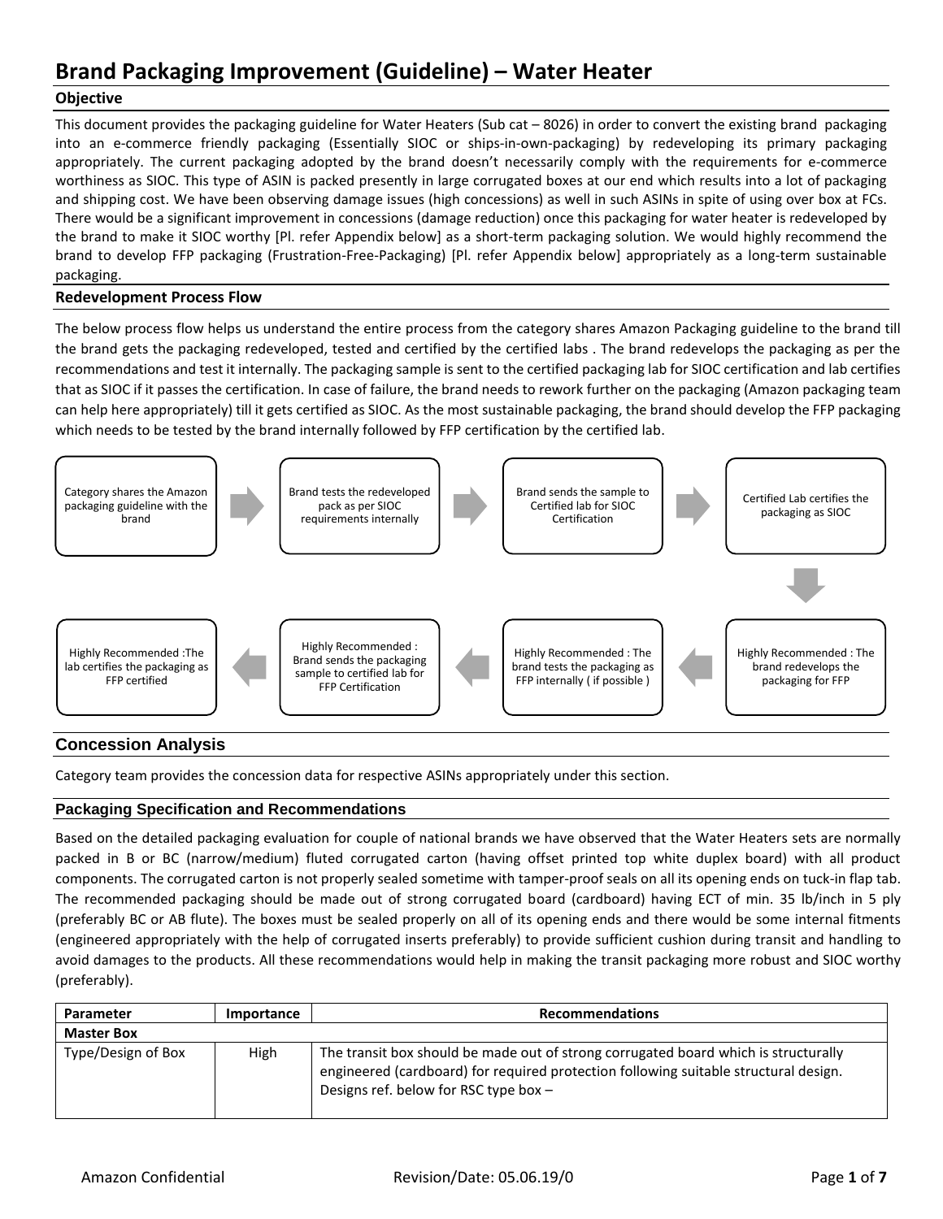# Brand Packaging Improvement (Guideline) – Water Heater

## Objective

This document provides the packaging guideline for Water Heaters (Sub cat – 8026) in order to convert the existing brand packaging into an e-commerce friendly packaging (Essentially SIOC or ships-in-own-packaging) by redeveloping its primary packaging appropriately. The current packaging adopted by the brand doesn't necessarily comply with the requirements for e-commerce worthiness as SIOC. This type of ASIN is packed presently in large corrugated boxes at our end which results into a lot of packaging and shipping cost. We have been observing damage issues (high concessions) as well in such ASINs in spite of using over box at FCs. There would be a significant improvement in concessions (damage reduction) once this packaging for water heater is redeveloped by the brand to make it SIOC worthy [Pl. refer Appendix below] as a short-term packaging solution. We would highly recommend the brand to develop FFP packaging (Frustration-Free-Packaging) [Pl. refer Appendix below] appropriately as a long-term sustainable packaging.

## Redevelopment Process Flow

The below process flow helps us understand the entire process from the category shares Amazon Packaging guideline to the brand till the brand gets the packaging redeveloped, tested and certified by the certified labs . The brand redevelops the packaging as per the recommendations and test it internally. The packaging sample is sent to the certified packaging lab for SIOC certification and lab certifies that as SIOC if it passes the certification. In case of failure, the brand needs to rework further on the packaging (Amazon packaging team can help here appropriately) till it gets certified as SIOC. As the most sustainable packaging, the brand should develop the FFP packaging which needs to be tested by the brand internally followed by FFP certification by the certified lab.

Category shares the Amazon packaging guideline with the brand → Brand tests the redeveloped pack as per SIOC requirements internally → Brand sends the sample to Certified lab for SIOC Certification → Certified Lab certifies the packaging as SIOC → Highly Recommended : The brand redevelops the packaging for FFP → Highly Recommended : The brand tests the packaging as FFP internally ( if possible ) → Highly Recommended : Brand sends the packaging sample to certified lab for FFP Certification → Highly Recommended :The lab certifies the packaging as FFP certified

## Concession Analysis

Category team provides the concession data for respective ASINs appropriately under this section.

## Packaging Specification and Recommendations

Based on the detailed packaging evaluation for couple of national brands we have observed that the Water Heaters sets are normally packed in B or BC (narrow/medium) fluted corrugated carton (having offset printed top white duplex board) with all product components. The corrugated carton is not properly sealed sometime with tamper-proof seals on all its opening ends on tuck-in flap tab. The recommended packaging should be made out of strong corrugated board (cardboard) having ECT of min. 35 lb/inch in 5 ply (preferably BC or AB flute). The boxes must be sealed properly on all of its opening ends and there would be some internal fitments (engineered appropriately with the help of corrugated inserts preferably) to provide sufficient cushion during transit and handling to avoid damages to the products. All these recommendations would help in making the transit packaging more robust and SIOC worthy (preferably).

| Parameter | Importance | Recommendations |
|---|---|---|
| **Master Box** | | |
| Type/Design of Box | High | The transit box should be made out of strong corrugated board which is structurally engineered (cardboard) for required protection following suitable structural design. Designs ref. below for RSC type box – |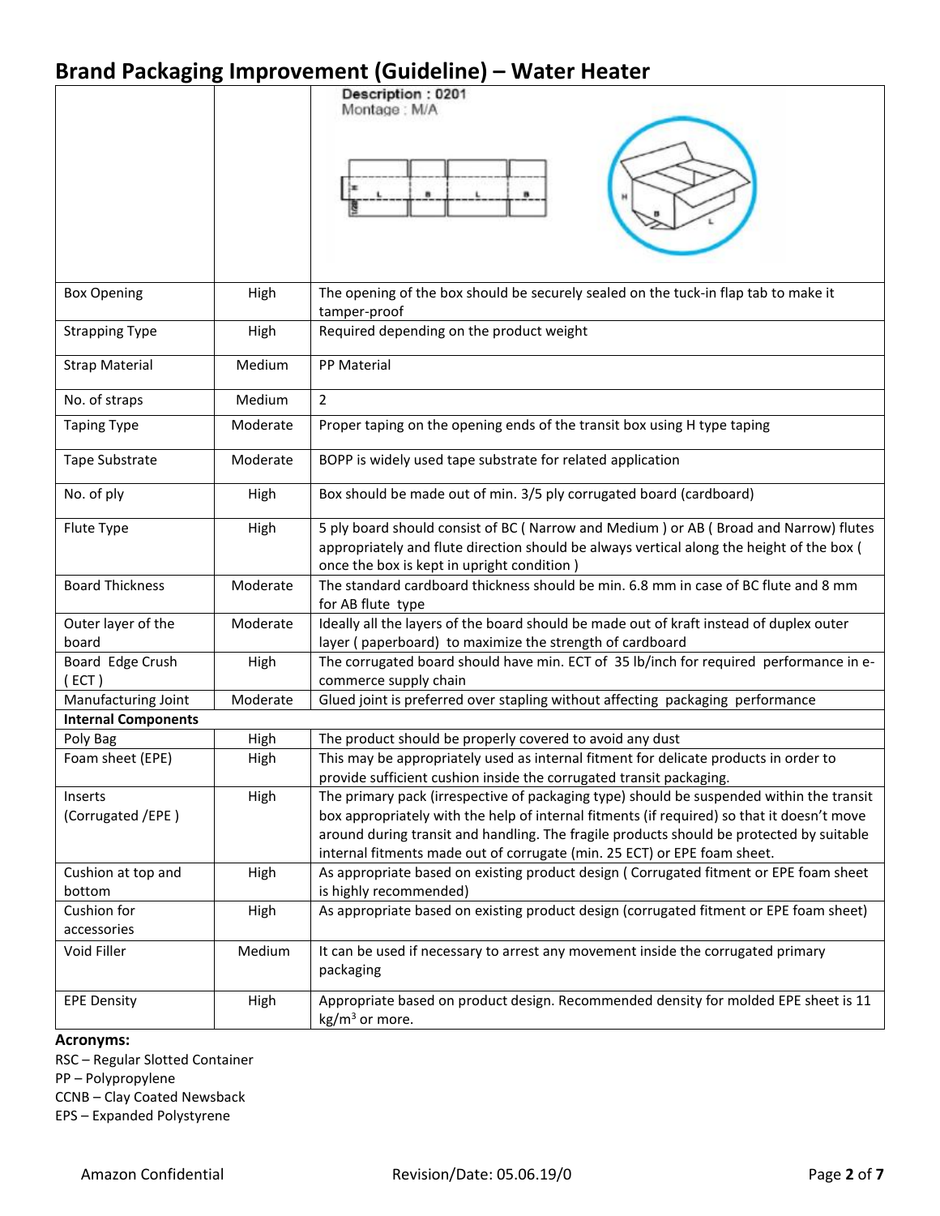# Brand Packaging Improvement (Guideline) – Water Heater

| | | |
|---|---|---|
| | | Description : 0201<br>Montage : M/A |
| Box Opening | High | The opening of the box should be securely sealed on the tuck-in flap tab to make it tamper-proof |
| Strapping Type | High | Required depending on the product weight |
| Strap Material | Medium | PP Material |
| No. of straps | Medium | 2 |
| Taping Type | Moderate | Proper taping on the opening ends of the transit box using H type taping |
| Tape Substrate | Moderate | BOPP is widely used tape substrate for related application |
| No. of ply | High | Box should be made out of min. 3/5 ply corrugated board (cardboard) |
| Flute Type | High | 5 ply board should consist of BC ( Narrow and Medium ) or AB ( Broad and Narrow) flutes appropriately and flute direction should be always vertical along the height of the box ( once the box is kept in upright condition ) |
| Board Thickness | Moderate | The standard cardboard thickness should be min. 6.8 mm in case of BC flute and 8 mm for AB flute type |
| Outer layer of the board | Moderate | Ideally all the layers of the board should be made out of kraft instead of duplex outer layer ( paperboard) to maximize the strength of cardboard |
| Board Edge Crush ( ECT ) | High | The corrugated board should have min. ECT of 35 lb/inch for required performance in e-commerce supply chain |
| Manufacturing Joint | Moderate | Glued joint is preferred over stapling without affecting packaging performance |
| **Internal Components** | | |
| Poly Bag | High | The product should be properly covered to avoid any dust |
| Foam sheet (EPE) | High | This may be appropriately used as internal fitment for delicate products in order to provide sufficient cushion inside the corrugated transit packaging. |
| Inserts (Corrugated /EPE ) | High | The primary pack (irrespective of packaging type) should be suspended within the transit box appropriately with the help of internal fitments (if required) so that it doesn't move around during transit and handling. The fragile products should be protected by suitable internal fitments made out of corrugate (min. 25 ECT) or EPE foam sheet. |
| Cushion at top and bottom | High | As appropriate based on existing product design ( Corrugated fitment or EPE foam sheet is highly recommended) |
| Cushion for accessories | High | As appropriate based on existing product design (corrugated fitment or EPE foam sheet) |
| Void Filler | Medium | It can be used if necessary to arrest any movement inside the corrugated primary packaging |
| EPE Density | High | Appropriate based on product design. Recommended density for molded EPE sheet is 11 kg/m$^3$ or more. |

**Acronyms:**

RSC – Regular Slotted Container
PP – Polypropylene
CCNB – Clay Coated Newsback
EPS – Expanded Polystyrene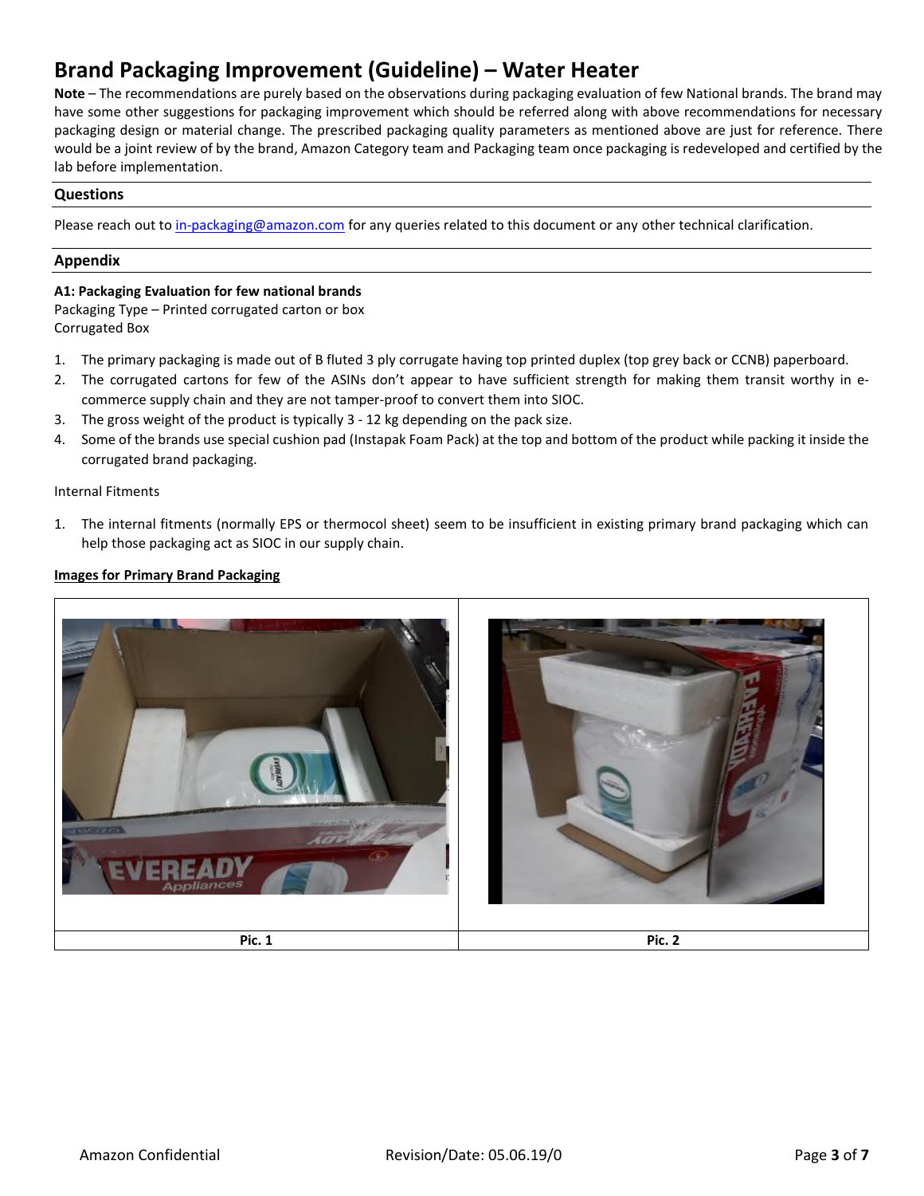# Brand Packaging Improvement (Guideline) – Water Heater

**Note** – The recommendations are purely based on the observations during packaging evaluation of few National brands. The brand may have some other suggestions for packaging improvement which should be referred along with above recommendations for necessary packaging design or material change. The prescribed packaging quality parameters as mentioned above are just for reference. There would be a joint review of by the brand, Amazon Category team and Packaging team once packaging is redeveloped and certified by the lab before implementation.

## Questions

Please reach out to in-packaging@amazon.com for any queries related to this document or any other technical clarification.

## Appendix

**A1: Packaging Evaluation for few national brands**

Packaging Type – Printed corrugated carton or box

Corrugated Box

1. The primary packaging is made out of B fluted 3 ply corrugate having top printed duplex (top grey back or CCNB) paperboard.
2. The corrugated cartons for few of the ASINs don't appear to have sufficient strength for making them transit worthy in e-commerce supply chain and they are not tamper-proof to convert them into SIOC.
3. The gross weight of the product is typically 3 - 12 kg depending on the pack size.
4. Some of the brands use special cushion pad (Instapak Foam Pack) at the top and bottom of the product while packing it inside the corrugated brand packaging.

Internal Fitments

1. The internal fitments (normally EPS or thermocol sheet) seem to be insufficient in existing primary brand packaging which can help those packaging act as SIOC in our supply chain.

**Images for Primary Brand Packaging**

| | |
|---|---|
| **Pic. 1** | **Pic. 2** |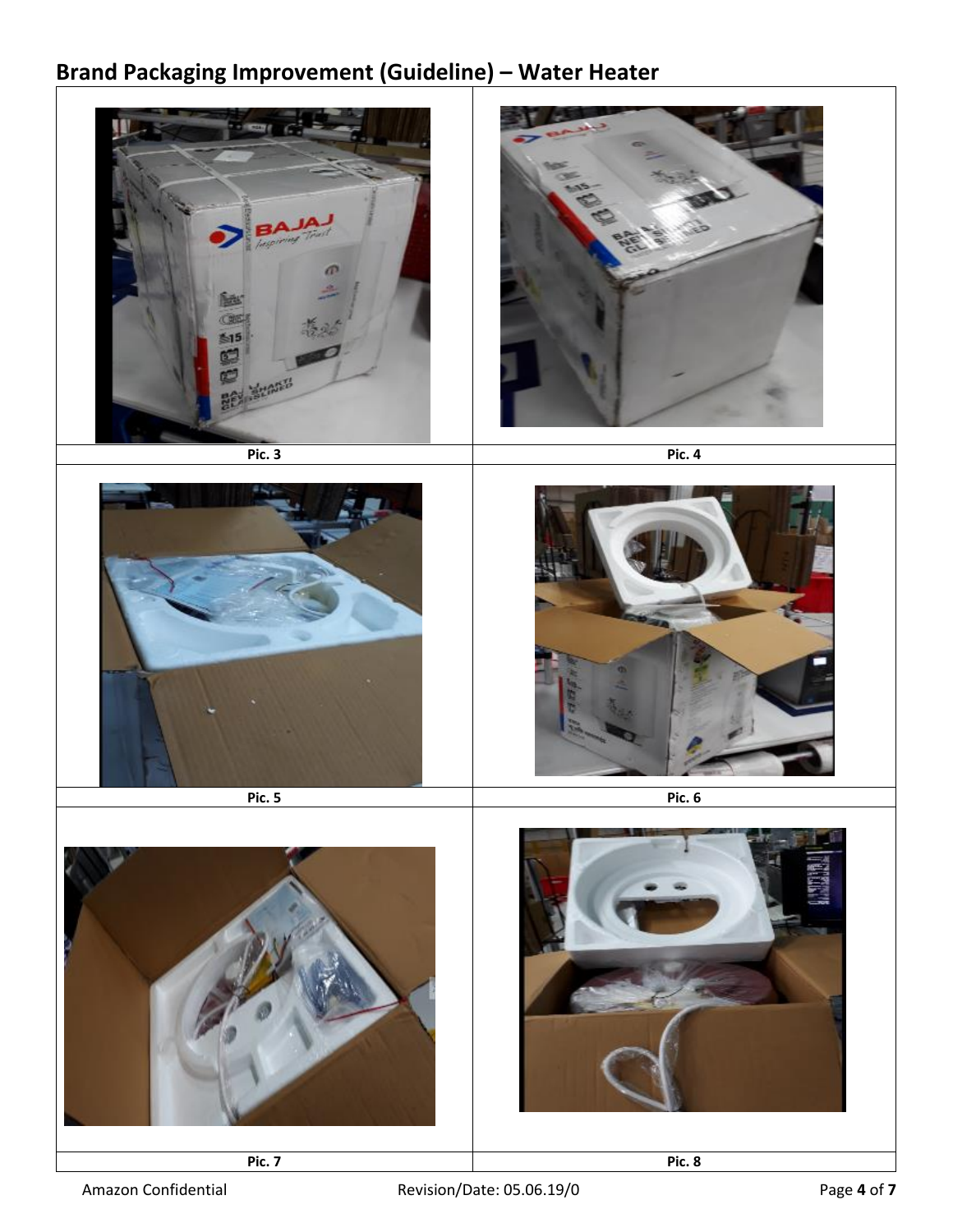## Brand Packaging Improvement (Guideline) – Water Heater

| | |
|---|---|
| Pic. 3 | Pic. 4 |
| Pic. 5 | Pic. 6 |
| Pic. 7 | Pic. 8 |

Amazon Confidential

Revision/Date: 05.06.19/0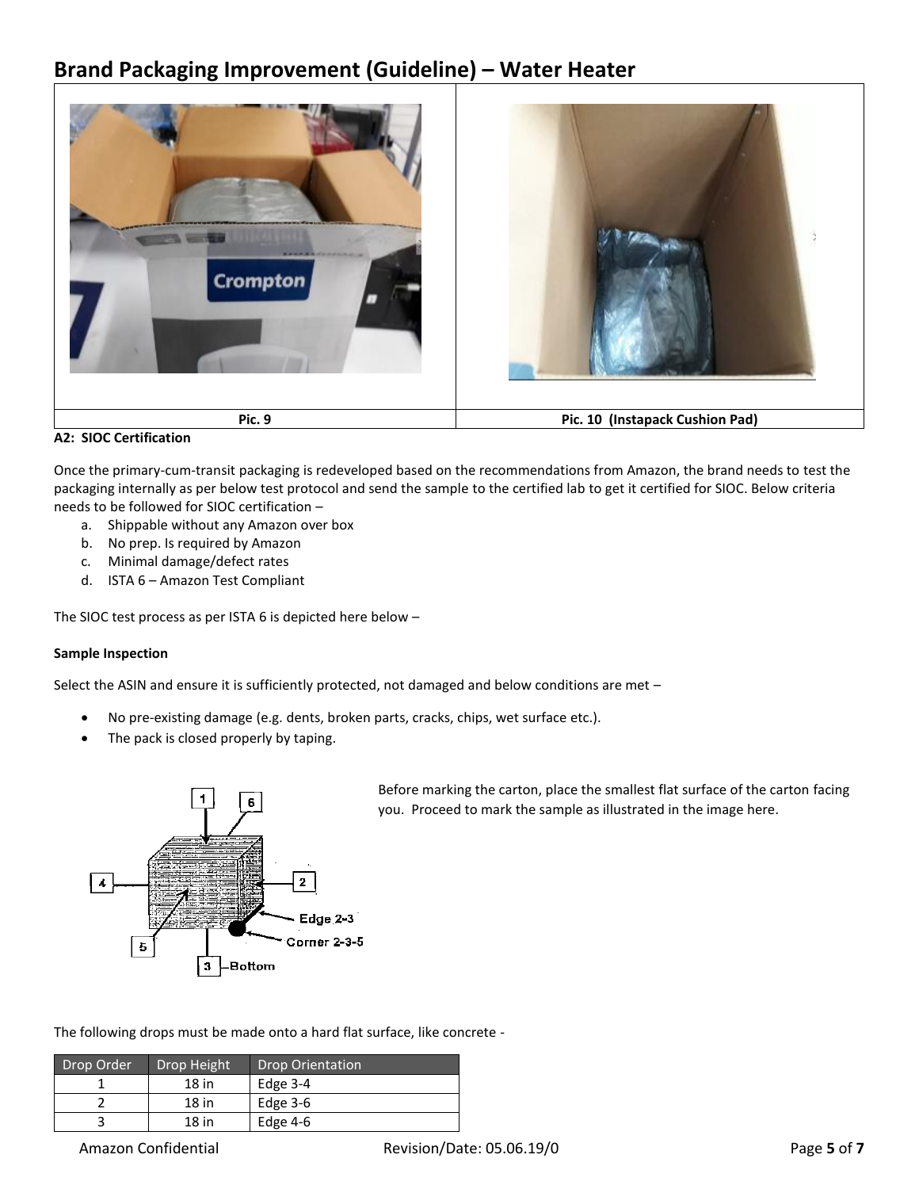# Brand Packaging Improvement (Guideline) – Water Heater

| Pic. 9 | Pic. 10 (Instapack Cushion Pad) |
| --- | --- |

**A2: SIOC Certification**

Once the primary-cum-transit packaging is redeveloped based on the recommendations from Amazon, the brand needs to test the packaging internally as per below test protocol and send the sample to the certified lab to get it certified for SIOC. Below criteria needs to be followed for SIOC certification –

a. Shippable without any Amazon over box
b. No prep. Is required by Amazon
c. Minimal damage/defect rates
d. ISTA 6 – Amazon Test Compliant

The SIOC test process as per ISTA 6 is depicted here below –

**Sample Inspection**

Select the ASIN and ensure it is sufficiently protected, not damaged and below conditions are met –

- No pre-existing damage (e.g. dents, broken parts, cracks, chips, wet surface etc.).
- The pack is closed properly by taping.

Before marking the carton, place the smallest flat surface of the carton facing you. Proceed to mark the sample as illustrated in the image here.

The following drops must be made onto a hard flat surface, like concrete -

| Drop Order | Drop Height | Drop Orientation |
| --- | --- | --- |
| 1 | 18 in | Edge 3-4 |
| 2 | 18 in | Edge 3-6 |
| 3 | 18 in | Edge 4-6 |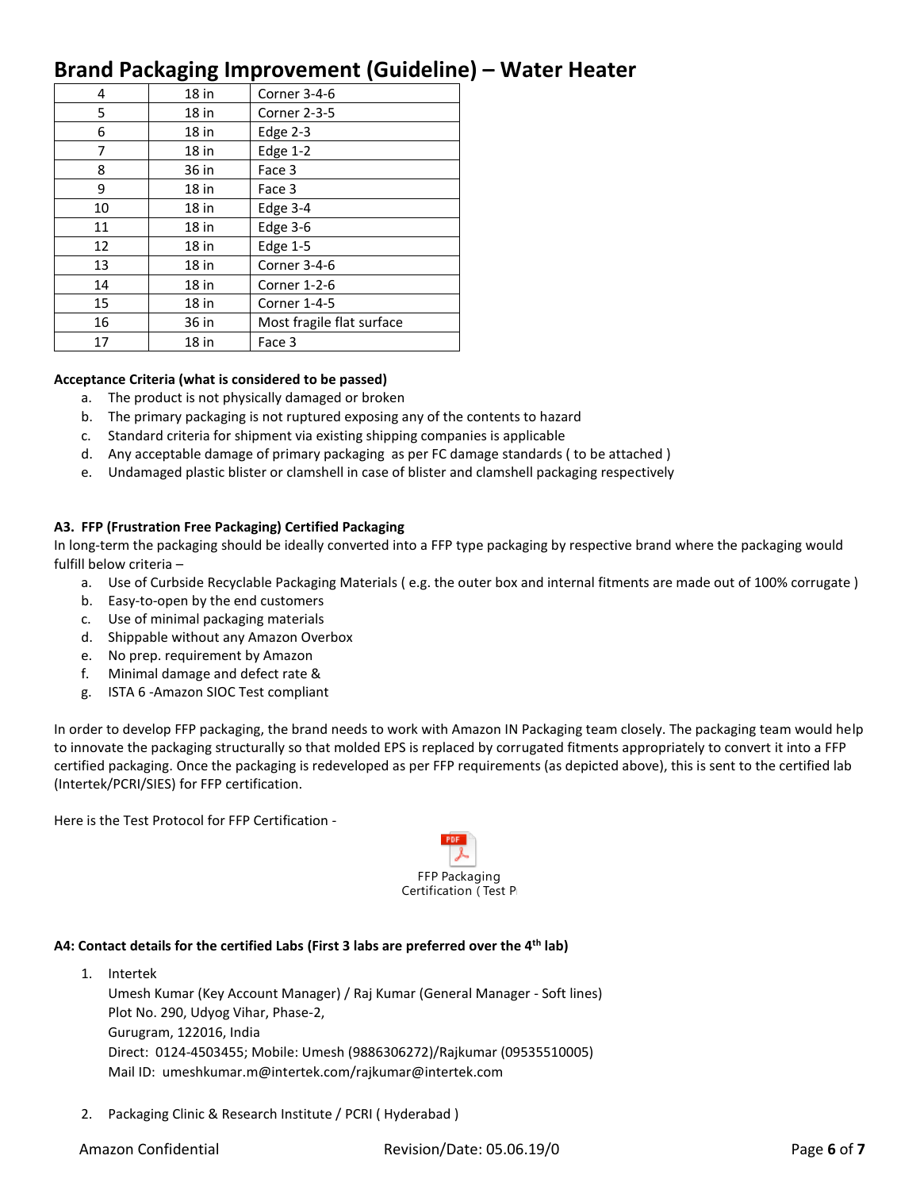# Brand Packaging Improvement (Guideline) – Water Heater

| | | |
|---|---|---|
| 4 | 18 in | Corner 3-4-6 |
| 5 | 18 in | Corner 2-3-5 |
| 6 | 18 in | Edge 2-3 |
| 7 | 18 in | Edge 1-2 |
| 8 | 36 in | Face 3 |
| 9 | 18 in | Face 3 |
| 10 | 18 in | Edge 3-4 |
| 11 | 18 in | Edge 3-6 |
| 12 | 18 in | Edge 1-5 |
| 13 | 18 in | Corner 3-4-6 |
| 14 | 18 in | Corner 1-2-6 |
| 15 | 18 in | Corner 1-4-5 |
| 16 | 36 in | Most fragile flat surface |
| 17 | 18 in | Face 3 |

**Acceptance Criteria (what is considered to be passed)**

a. The product is not physically damaged or broken
b. The primary packaging is not ruptured exposing any of the contents to hazard
c. Standard criteria for shipment via existing shipping companies is applicable
d. Any acceptable damage of primary packaging as per FC damage standards ( to be attached )
e. Undamaged plastic blister or clamshell in case of blister and clamshell packaging respectively

**A3. FFP (Frustration Free Packaging) Certified Packaging**

In long-term the packaging should be ideally converted into a FFP type packaging by respective brand where the packaging would fulfill below criteria –

a. Use of Curbside Recyclable Packaging Materials ( e.g. the outer box and internal fitments are made out of 100% corrugate )
b. Easy-to-open by the end customers
c. Use of minimal packaging materials
d. Shippable without any Amazon Overbox
e. No prep. requirement by Amazon
f. Minimal damage and defect rate &
g. ISTA 6 -Amazon SIOC Test compliant

In order to develop FFP packaging, the brand needs to work with Amazon IN Packaging team closely. The packaging team would help to innovate the packaging structurally so that molded EPS is replaced by corrugated fitments appropriately to convert it into a FFP certified packaging. Once the packaging is redeveloped as per FFP requirements (as depicted above), this is sent to the certified lab (Intertek/PCRI/SIES) for FFP certification.

Here is the Test Protocol for FFP Certification -

FFP Packaging Certification ( Test P

**A4: Contact details for the certified Labs (First 3 labs are preferred over the 4th lab)**

1. Intertek
   Umesh Kumar (Key Account Manager) / Raj Kumar (General Manager - Soft lines)
   Plot No. 290, Udyog Vihar, Phase-2,
   Gurugram, 122016, India
   Direct: 0124-4503455; Mobile: Umesh (9886306272)/Rajkumar (09535510005)
   Mail ID: umeshkumar.m@intertek.com/rajkumar@intertek.com

2. Packaging Clinic & Research Institute / PCRI ( Hyderabad )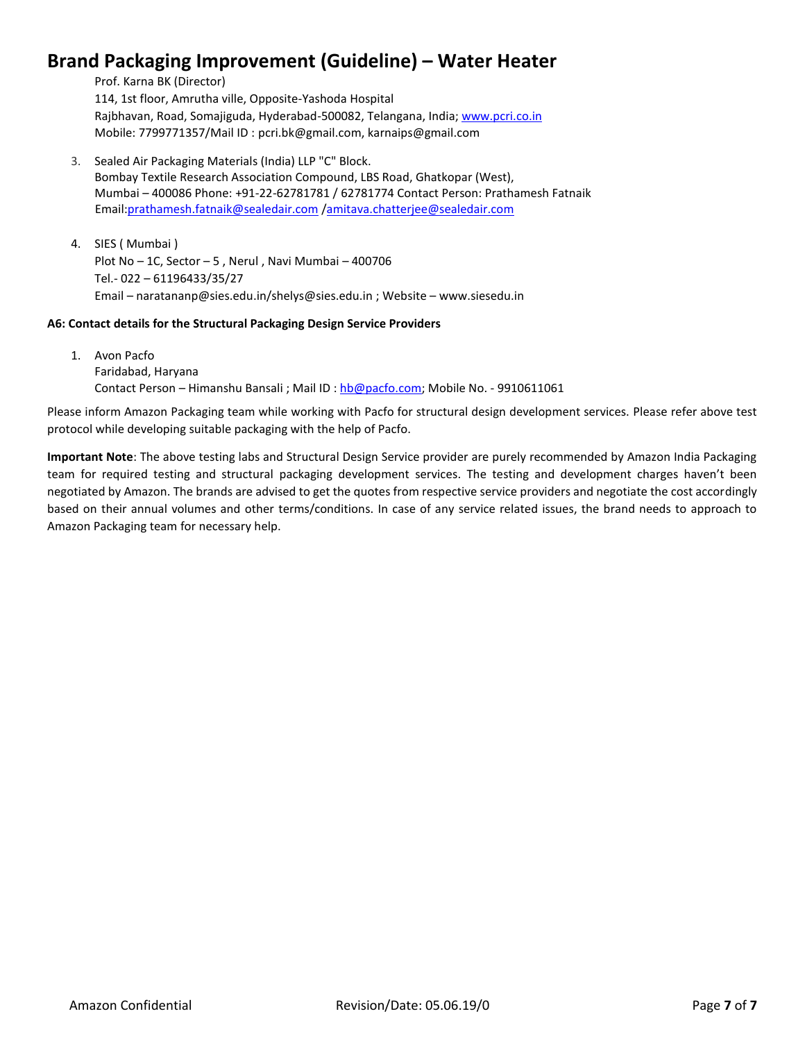Prof. Karna BK (Director)
114, 1st floor, Amrutha ville, Opposite-Yashoda Hospital
Rajbhavan, Road, Somajiguda, Hyderabad-500082, Telangana, India; www.pcri.co.in
Mobile: 7799771357/Mail ID : pcri.bk@gmail.com, karnaips@gmail.com

3. Sealed Air Packaging Materials (India) LLP "C" Block.
   Bombay Textile Research Association Compound, LBS Road, Ghatkopar (West),
   Mumbai – 400086 Phone: +91-22-62781781 / 62781774 Contact Person: Prathamesh Fatnaik
   Email:prathamesh.fatnaik@sealedair.com /amitava.chatterjee@sealedair.com

4. SIES ( Mumbai )
   Plot No – 1C, Sector – 5 , Nerul , Navi Mumbai – 400706
   Tel.- 022 – 61196433/35/27
   Email – naratananp@sies.edu.in/shelys@sies.edu.in ; Website – www.siesedu.in

**A6: Contact details for the Structural Packaging Design Service Providers**

1. Avon Pacfo
   Faridabad, Haryana
   Contact Person – Himanshu Bansali ; Mail ID : hb@pacfo.com; Mobile No. - 9910611061

Please inform Amazon Packaging team while working with Pacfo for structural design development services. Please refer above test protocol while developing suitable packaging with the help of Pacfo.

**Important Note**: The above testing labs and Structural Design Service provider are purely recommended by Amazon India Packaging team for required testing and structural packaging development services. The testing and development charges haven't been negotiated by Amazon. The brands are advised to get the quotes from respective service providers and negotiate the cost accordingly based on their annual volumes and other terms/conditions. In case of any service related issues, the brand needs to approach to Amazon Packaging team for necessary help.